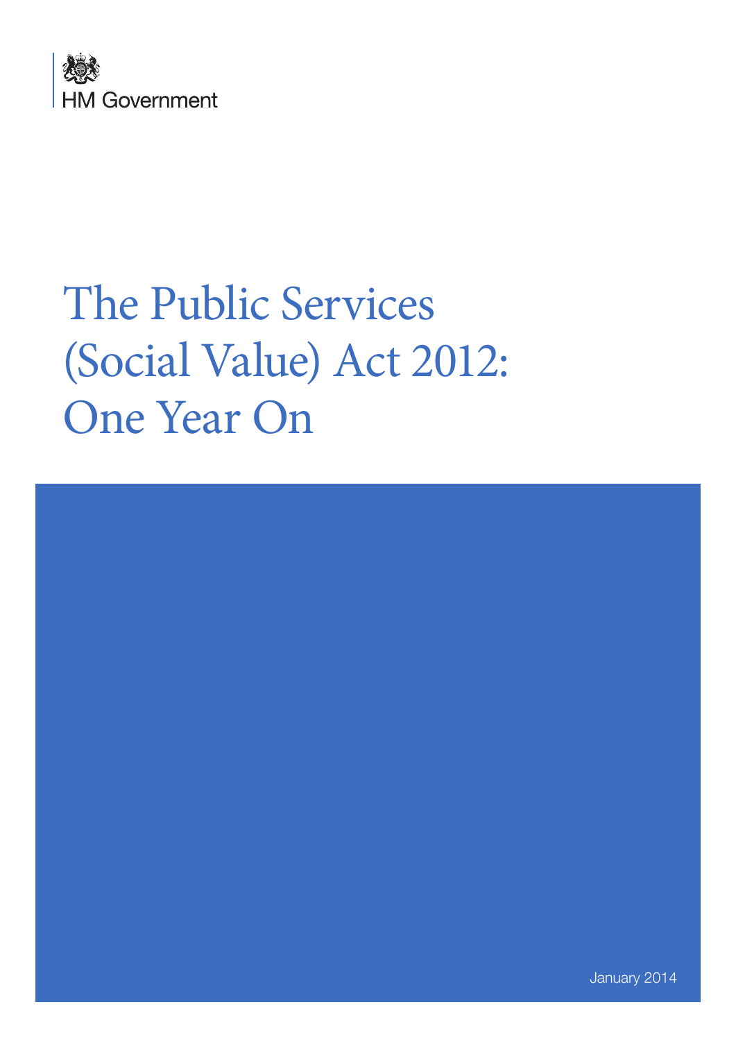HM Government

# The Public Services (Social Value) Act 2012: One Year On

January 2014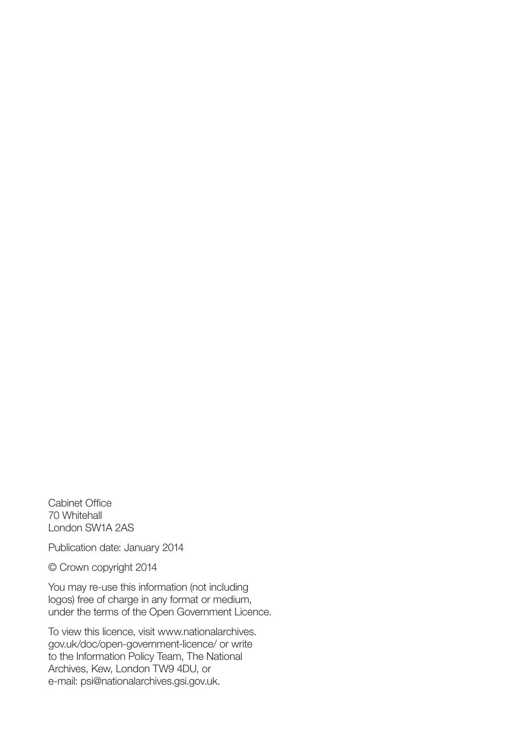Cabinet Office
70 Whitehall
London SW1A 2AS

Publication date: January 2014

© Crown copyright 2014

You may re-use this information (not including logos) free of charge in any format or medium, under the terms of the Open Government Licence.

To view this licence, visit www.nationalarchives.gov.uk/doc/open-government-licence/ or write to the Information Policy Team, The National Archives, Kew, London TW9 4DU, or e-mail: psi@nationalarchives.gsi.gov.uk.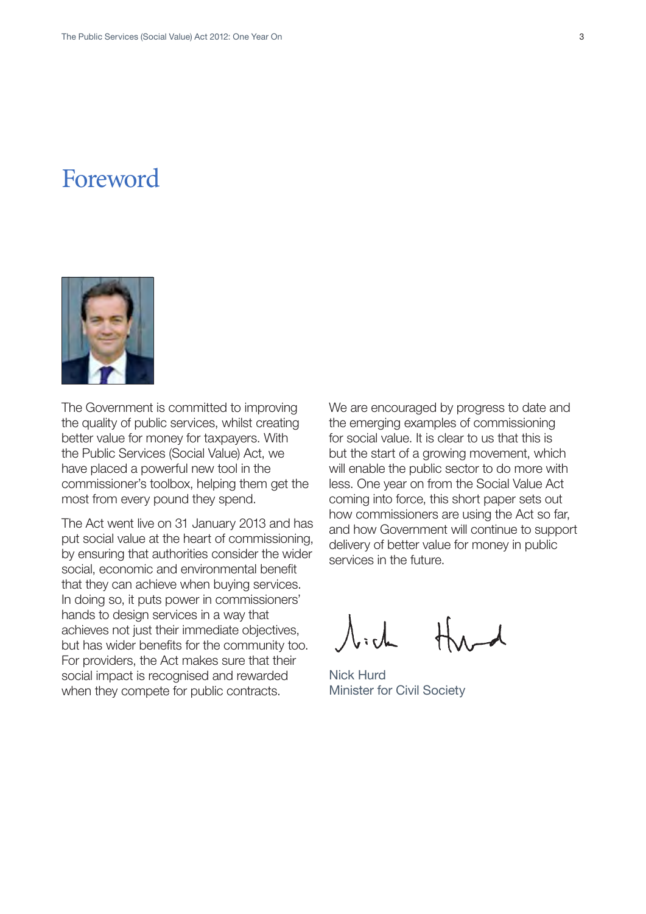# Foreword

The Government is committed to improving the quality of public services, whilst creating better value for money for taxpayers. With the Public Services (Social Value) Act, we have placed a powerful new tool in the commissioner's toolbox, helping them get the most from every pound they spend.

The Act went live on 31 January 2013 and has put social value at the heart of commissioning, by ensuring that authorities consider the wider social, economic and environmental benefit that they can achieve when buying services. In doing so, it puts power in commissioners' hands to design services in a way that achieves not just their immediate objectives, but has wider benefits for the community too. For providers, the Act makes sure that their social impact is recognised and rewarded when they compete for public contracts.

We are encouraged by progress to date and the emerging examples of commissioning for social value. It is clear to us that this is but the start of a growing movement, which will enable the public sector to do more with less. One year on from the Social Value Act coming into force, this short paper sets out how commissioners are using the Act so far, and how Government will continue to support delivery of better value for money in public services in the future.

Nick Hurd
Minister for Civil Society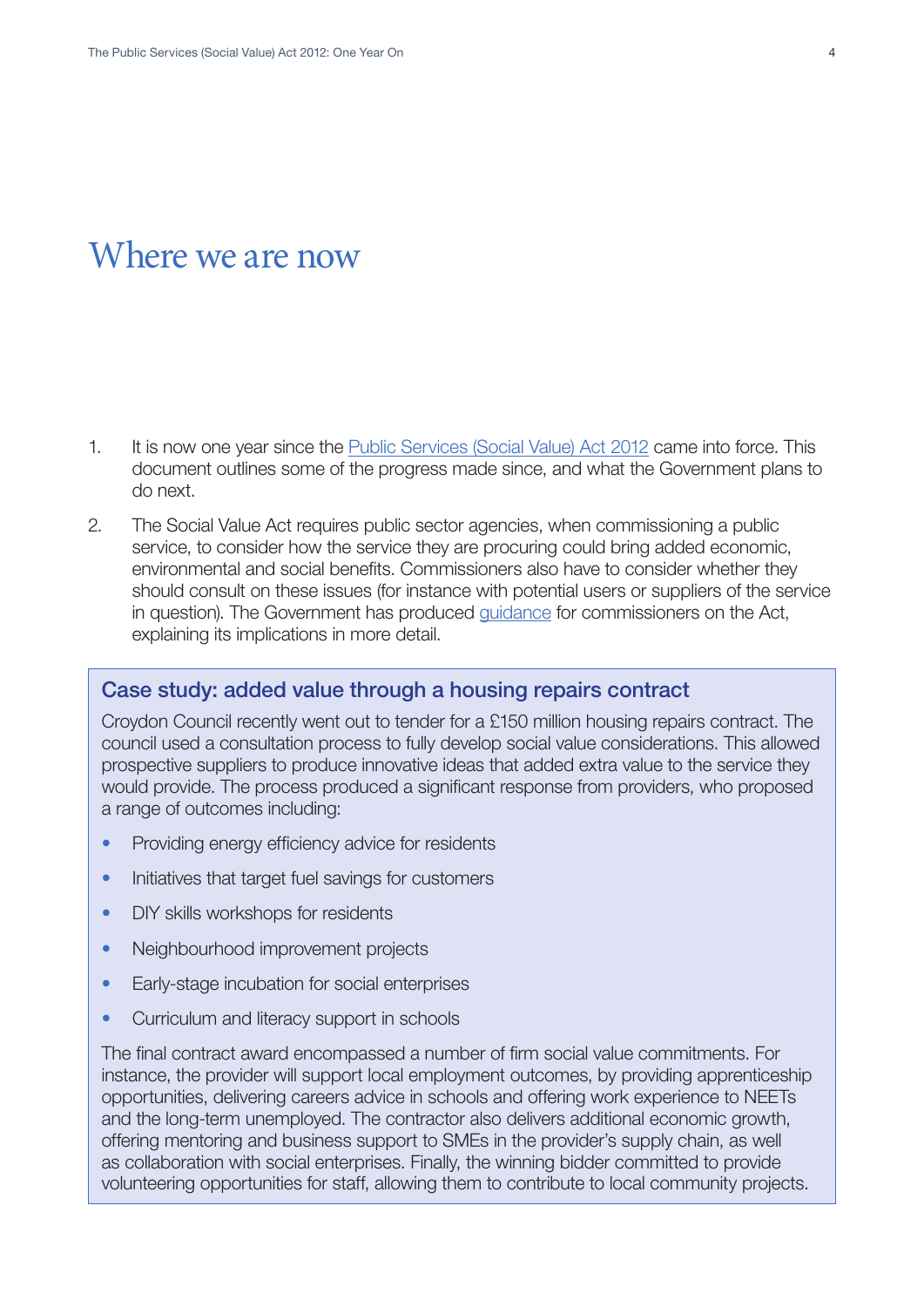# Where we are now

1. It is now one year since the Public Services (Social Value) Act 2012 came into force. This document outlines some of the progress made since, and what the Government plans to do next.

2. The Social Value Act requires public sector agencies, when commissioning a public service, to consider how the service they are procuring could bring added economic, environmental and social benefits. Commissioners also have to consider whether they should consult on these issues (for instance with potential users or suppliers of the service in question). The Government has produced guidance for commissioners on the Act, explaining its implications in more detail.

### Case study: added value through a housing repairs contract

Croydon Council recently went out to tender for a £150 million housing repairs contract. The council used a consultation process to fully develop social value considerations. This allowed prospective suppliers to produce innovative ideas that added extra value to the service they would provide. The process produced a significant response from providers, who proposed a range of outcomes including:

- Providing energy efficiency advice for residents
- Initiatives that target fuel savings for customers
- DIY skills workshops for residents
- Neighbourhood improvement projects
- Early-stage incubation for social enterprises
- Curriculum and literacy support in schools

The final contract award encompassed a number of firm social value commitments. For instance, the provider will support local employment outcomes, by providing apprenticeship opportunities, delivering careers advice in schools and offering work experience to NEETs and the long-term unemployed. The contractor also delivers additional economic growth, offering mentoring and business support to SMEs in the provider's supply chain, as well as collaboration with social enterprises. Finally, the winning bidder committed to provide volunteering opportunities for staff, allowing them to contribute to local community projects.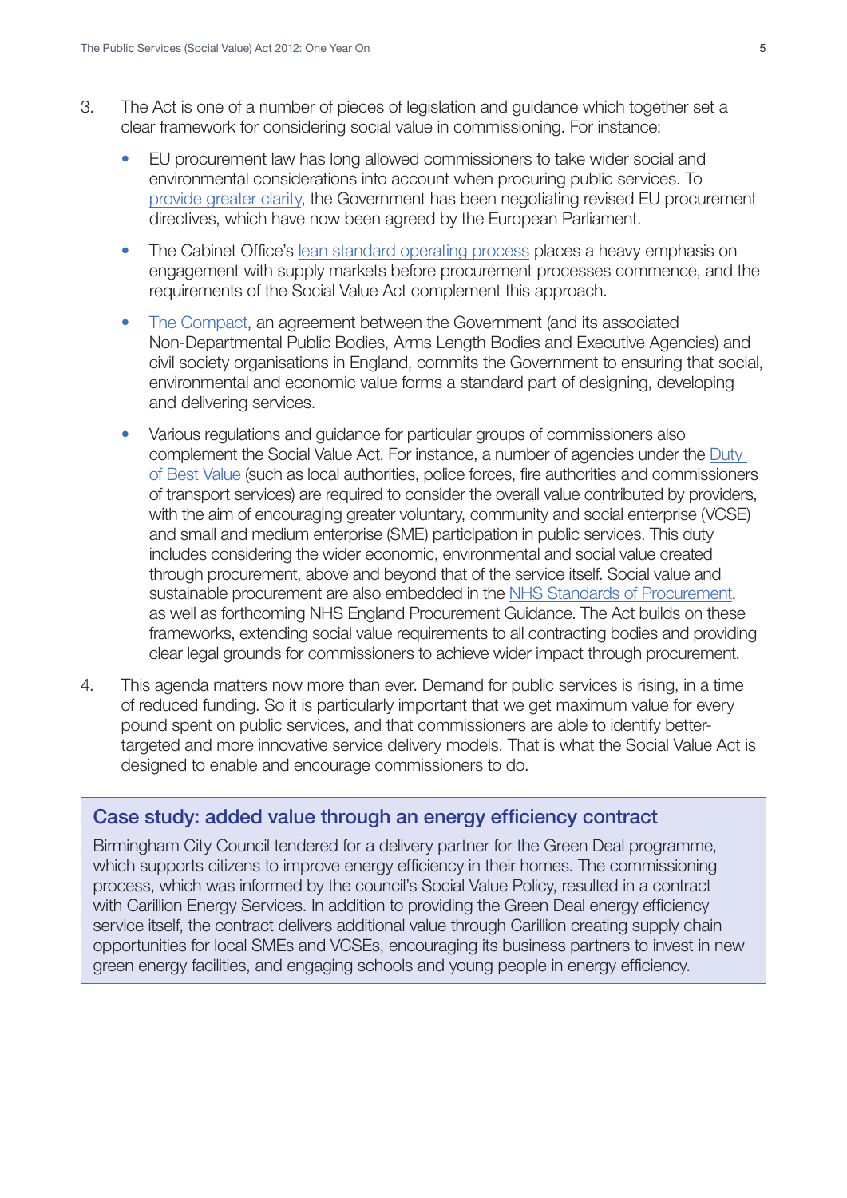3. The Act is one of a number of pieces of legislation and guidance which together set a clear framework for considering social value in commissioning. For instance:

   - EU procurement law has long allowed commissioners to take wider social and environmental considerations into account when procuring public services. To provide greater clarity, the Government has been negotiating revised EU procurement directives, which have now been agreed by the European Parliament.
   - The Cabinet Office's lean standard operating process places a heavy emphasis on engagement with supply markets before procurement processes commence, and the requirements of the Social Value Act complement this approach.
   - The Compact, an agreement between the Government (and its associated Non-Departmental Public Bodies, Arms Length Bodies and Executive Agencies) and civil society organisations in England, commits the Government to ensuring that social, environmental and economic value forms a standard part of designing, developing and delivering services.
   - Various regulations and guidance for particular groups of commissioners also complement the Social Value Act. For instance, a number of agencies under the Duty of Best Value (such as local authorities, police forces, fire authorities and commissioners of transport services) are required to consider the overall value contributed by providers, with the aim of encouraging greater voluntary, community and social enterprise (VCSE) and small and medium enterprise (SME) participation in public services. This duty includes considering the wider economic, environmental and social value created through procurement, above and beyond that of the service itself. Social value and sustainable procurement are also embedded in the NHS Standards of Procurement, as well as forthcoming NHS England Procurement Guidance. The Act builds on these frameworks, extending social value requirements to all contracting bodies and providing clear legal grounds for commissioners to achieve wider impact through procurement.

4. This agenda matters now more than ever. Demand for public services is rising, in a time of reduced funding. So it is particularly important that we get maximum value for every pound spent on public services, and that commissioners are able to identify better-targeted and more innovative service delivery models. That is what the Social Value Act is designed to enable and encourage commissioners to do.

### Case study: added value through an energy efficiency contract

Birmingham City Council tendered for a delivery partner for the Green Deal programme, which supports citizens to improve energy efficiency in their homes. The commissioning process, which was informed by the council's Social Value Policy, resulted in a contract with Carillion Energy Services. In addition to providing the Green Deal energy efficiency service itself, the contract delivers additional value through Carillion creating supply chain opportunities for local SMEs and VCSEs, encouraging its business partners to invest in new green energy facilities, and engaging schools and young people in energy efficiency.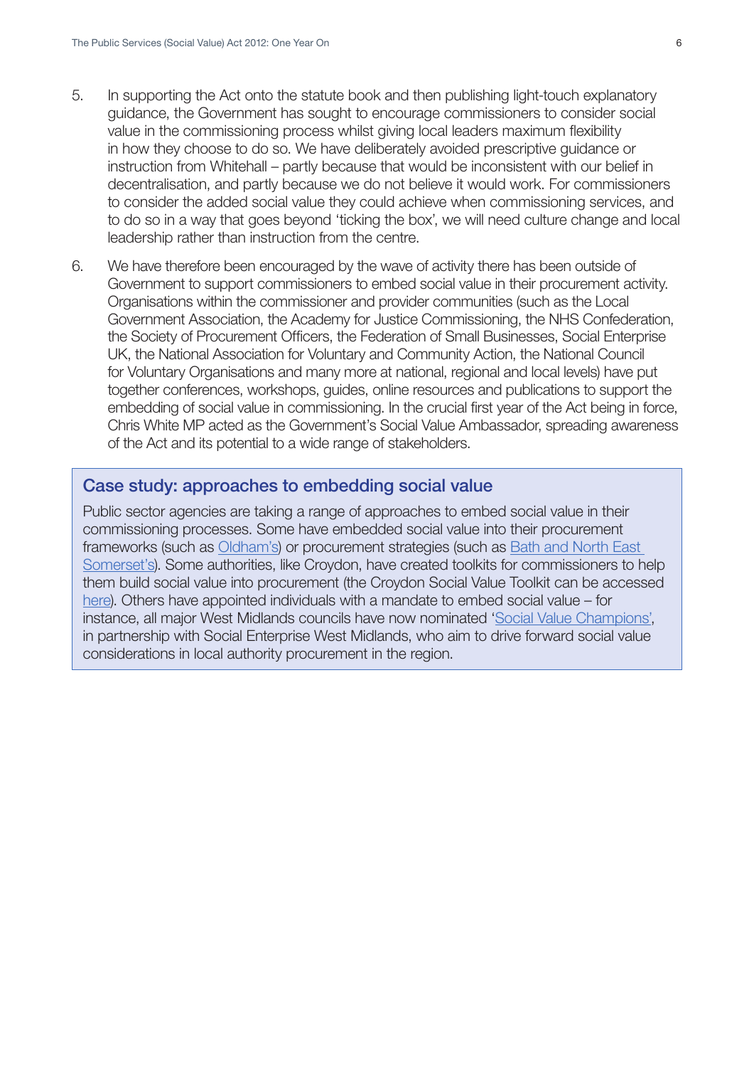5. In supporting the Act onto the statute book and then publishing light-touch explanatory guidance, the Government has sought to encourage commissioners to consider social value in the commissioning process whilst giving local leaders maximum flexibility in how they choose to do so. We have deliberately avoided prescriptive guidance or instruction from Whitehall – partly because that would be inconsistent with our belief in decentralisation, and partly because we do not believe it would work. For commissioners to consider the added social value they could achieve when commissioning services, and to do so in a way that goes beyond 'ticking the box', we will need culture change and local leadership rather than instruction from the centre.

6. We have therefore been encouraged by the wave of activity there has been outside of Government to support commissioners to embed social value in their procurement activity. Organisations within the commissioner and provider communities (such as the Local Government Association, the Academy for Justice Commissioning, the NHS Confederation, the Society of Procurement Officers, the Federation of Small Businesses, Social Enterprise UK, the National Association for Voluntary and Community Action, the National Council for Voluntary Organisations and many more at national, regional and local levels) have put together conferences, workshops, guides, online resources and publications to support the embedding of social value in commissioning. In the crucial first year of the Act being in force, Chris White MP acted as the Government's Social Value Ambassador, spreading awareness of the Act and its potential to a wide range of stakeholders.

## Case study: approaches to embedding social value

Public sector agencies are taking a range of approaches to embed social value in their commissioning processes. Some have embedded social value into their procurement frameworks (such as Oldham's) or procurement strategies (such as Bath and North East Somerset's). Some authorities, like Croydon, have created toolkits for commissioners to help them build social value into procurement (the Croydon Social Value Toolkit can be accessed here). Others have appointed individuals with a mandate to embed social value – for instance, all major West Midlands councils have now nominated 'Social Value Champions', in partnership with Social Enterprise West Midlands, who aim to drive forward social value considerations in local authority procurement in the region.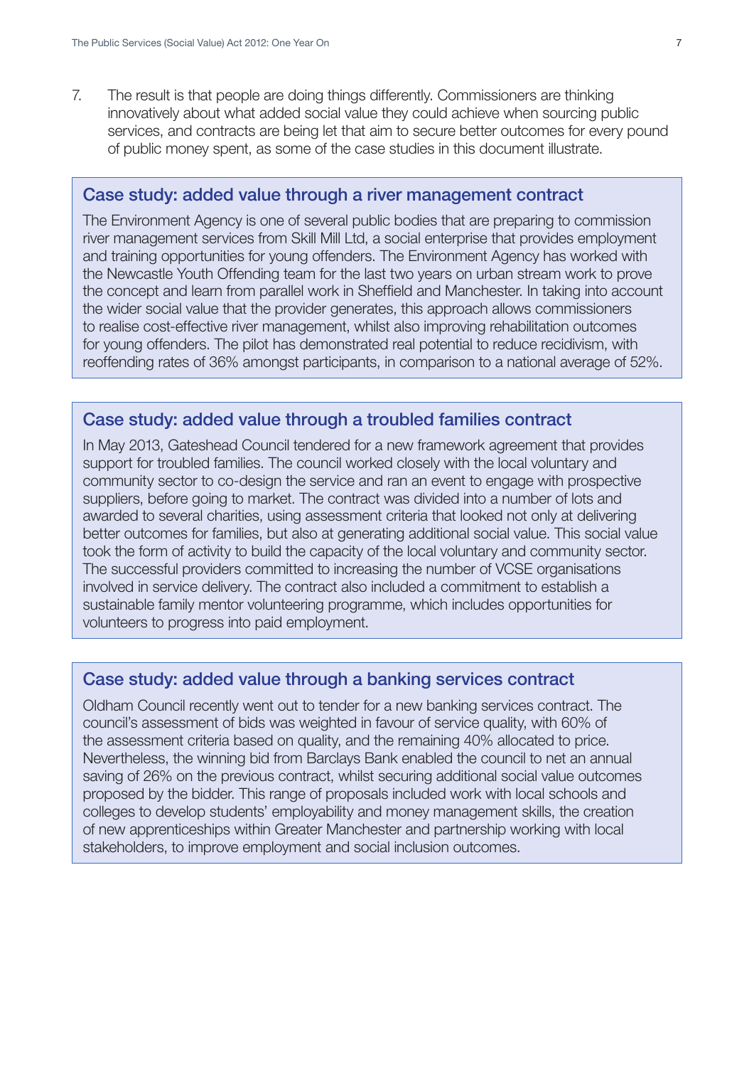7. The result is that people are doing things differently. Commissioners are thinking innovatively about what added social value they could achieve when sourcing public services, and contracts are being let that aim to secure better outcomes for every pound of public money spent, as some of the case studies in this document illustrate.

### Case study: added value through a river management contract

The Environment Agency is one of several public bodies that are preparing to commission river management services from Skill Mill Ltd, a social enterprise that provides employment and training opportunities for young offenders. The Environment Agency has worked with the Newcastle Youth Offending team for the last two years on urban stream work to prove the concept and learn from parallel work in Sheffield and Manchester. In taking into account the wider social value that the provider generates, this approach allows commissioners to realise cost-effective river management, whilst also improving rehabilitation outcomes for young offenders. The pilot has demonstrated real potential to reduce recidivism, with reoffending rates of 36% amongst participants, in comparison to a national average of 52%.

### Case study: added value through a troubled families contract

In May 2013, Gateshead Council tendered for a new framework agreement that provides support for troubled families. The council worked closely with the local voluntary and community sector to co-design the service and ran an event to engage with prospective suppliers, before going to market. The contract was divided into a number of lots and awarded to several charities, using assessment criteria that looked not only at delivering better outcomes for families, but also at generating additional social value. This social value took the form of activity to build the capacity of the local voluntary and community sector. The successful providers committed to increasing the number of VCSE organisations involved in service delivery. The contract also included a commitment to establish a sustainable family mentor volunteering programme, which includes opportunities for volunteers to progress into paid employment.

### Case study: added value through a banking services contract

Oldham Council recently went out to tender for a new banking services contract. The council's assessment of bids was weighted in favour of service quality, with 60% of the assessment criteria based on quality, and the remaining 40% allocated to price. Nevertheless, the winning bid from Barclays Bank enabled the council to net an annual saving of 26% on the previous contract, whilst securing additional social value outcomes proposed by the bidder. This range of proposals included work with local schools and colleges to develop students' employability and money management skills, the creation of new apprenticeships within Greater Manchester and partnership working with local stakeholders, to improve employment and social inclusion outcomes.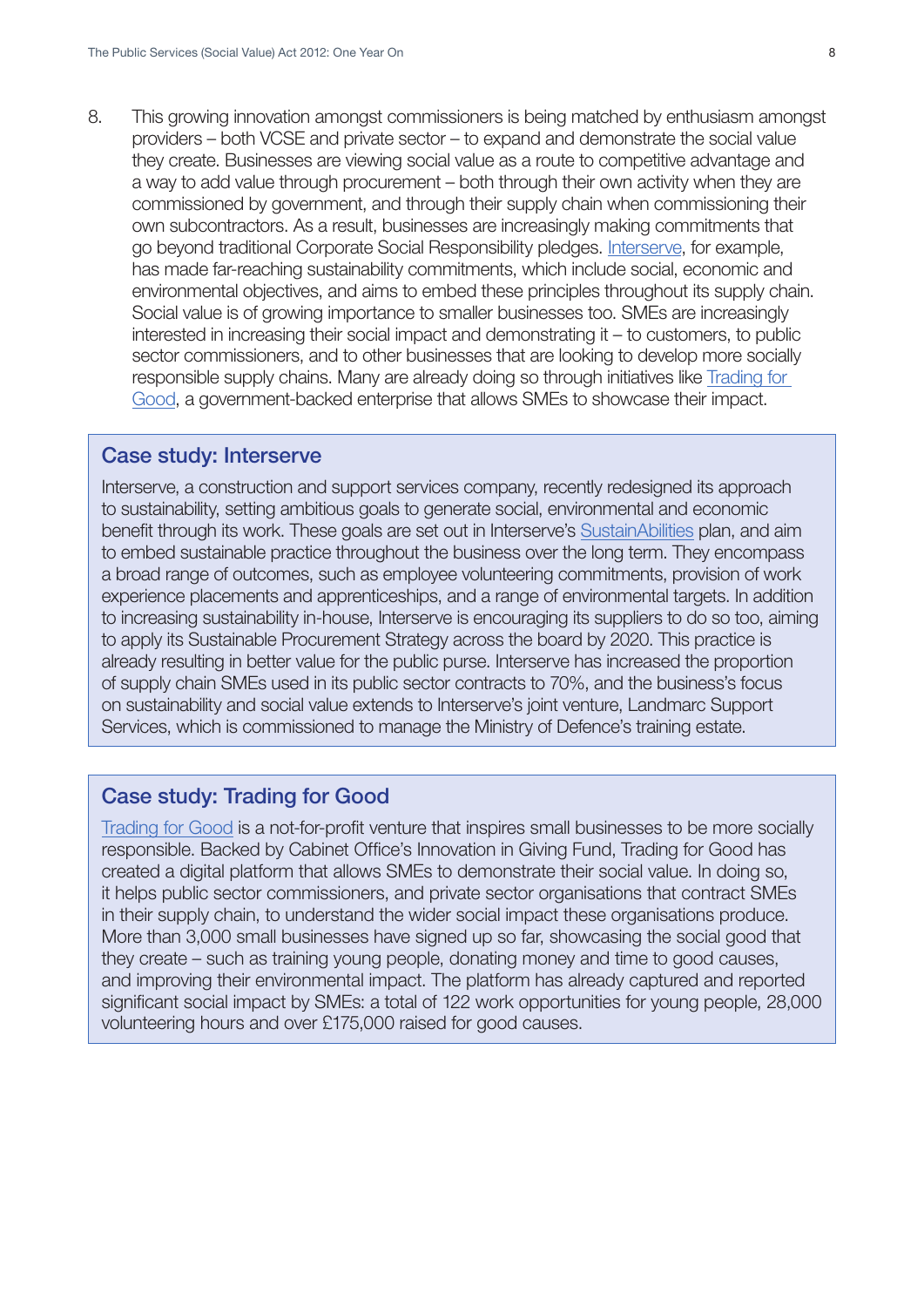8. This growing innovation amongst commissioners is being matched by enthusiasm amongst providers – both VCSE and private sector – to expand and demonstrate the social value they create. Businesses are viewing social value as a route to competitive advantage and a way to add value through procurement – both through their own activity when they are commissioned by government, and through their supply chain when commissioning their own subcontractors. As a result, businesses are increasingly making commitments that go beyond traditional Corporate Social Responsibility pledges. Interserve, for example, has made far-reaching sustainability commitments, which include social, economic and environmental objectives, and aims to embed these principles throughout its supply chain. Social value is of growing importance to smaller businesses too. SMEs are increasingly interested in increasing their social impact and demonstrating it – to customers, to public sector commissioners, and to other businesses that are looking to develop more socially responsible supply chains. Many are already doing so through initiatives like Trading for Good, a government-backed enterprise that allows SMEs to showcase their impact.

### Case study: Interserve

Interserve, a construction and support services company, recently redesigned its approach to sustainability, setting ambitious goals to generate social, environmental and economic benefit through its work. These goals are set out in Interserve's SustainAbilities plan, and aim to embed sustainable practice throughout the business over the long term. They encompass a broad range of outcomes, such as employee volunteering commitments, provision of work experience placements and apprenticeships, and a range of environmental targets. In addition to increasing sustainability in-house, Interserve is encouraging its suppliers to do so too, aiming to apply its Sustainable Procurement Strategy across the board by 2020. This practice is already resulting in better value for the public purse. Interserve has increased the proportion of supply chain SMEs used in its public sector contracts to 70%, and the business's focus on sustainability and social value extends to Interserve's joint venture, Landmarc Support Services, which is commissioned to manage the Ministry of Defence's training estate.

### Case study: Trading for Good

Trading for Good is a not-for-profit venture that inspires small businesses to be more socially responsible. Backed by Cabinet Office's Innovation in Giving Fund, Trading for Good has created a digital platform that allows SMEs to demonstrate their social value. In doing so, it helps public sector commissioners, and private sector organisations that contract SMEs in their supply chain, to understand the wider social impact these organisations produce. More than 3,000 small businesses have signed up so far, showcasing the social good that they create – such as training young people, donating money and time to good causes, and improving their environmental impact. The platform has already captured and reported significant social impact by SMEs: a total of 122 work opportunities for young people, 28,000 volunteering hours and over £175,000 raised for good causes.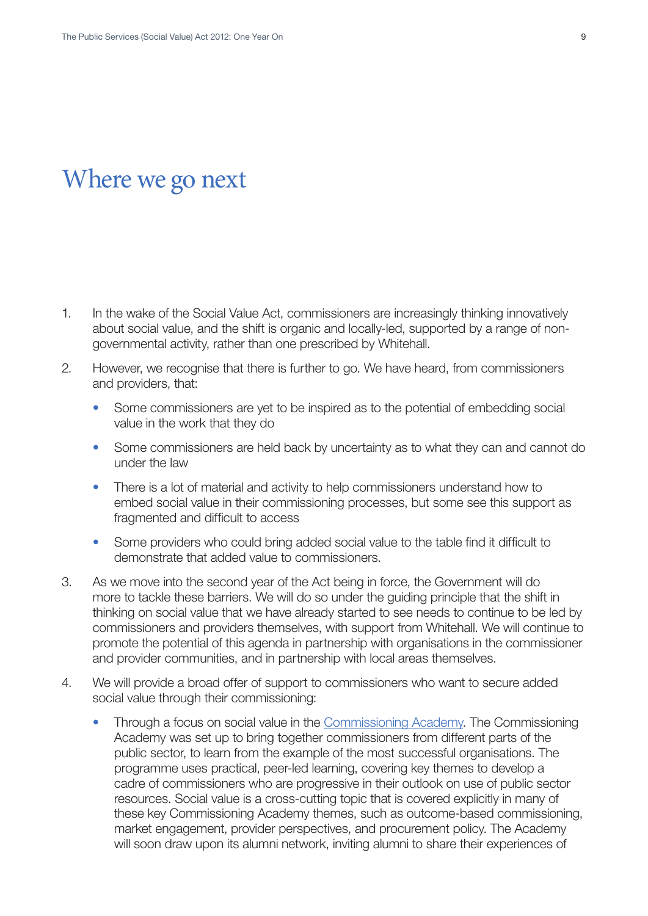# Where we go next

1. In the wake of the Social Value Act, commissioners are increasingly thinking innovatively about social value, and the shift is organic and locally-led, supported by a range of non-governmental activity, rather than one prescribed by Whitehall.

2. However, we recognise that there is further to go. We have heard, from commissioners and providers, that:

   - Some commissioners are yet to be inspired as to the potential of embedding social value in the work that they do
   - Some commissioners are held back by uncertainty as to what they can and cannot do under the law
   - There is a lot of material and activity to help commissioners understand how to embed social value in their commissioning processes, but some see this support as fragmented and difficult to access
   - Some providers who could bring added social value to the table find it difficult to demonstrate that added value to commissioners.

3. As we move into the second year of the Act being in force, the Government will do more to tackle these barriers. We will do so under the guiding principle that the shift in thinking on social value that we have already started to see needs to continue to be led by commissioners and providers themselves, with support from Whitehall. We will continue to promote the potential of this agenda in partnership with organisations in the commissioner and provider communities, and in partnership with local areas themselves.

4. We will provide a broad offer of support to commissioners who want to secure added social value through their commissioning:

   - Through a focus on social value in the Commissioning Academy. The Commissioning Academy was set up to bring together commissioners from different parts of the public sector, to learn from the example of the most successful organisations. The programme uses practical, peer-led learning, covering key themes to develop a cadre of commissioners who are progressive in their outlook on use of public sector resources. Social value is a cross-cutting topic that is covered explicitly in many of these key Commissioning Academy themes, such as outcome-based commissioning, market engagement, provider perspectives, and procurement policy. The Academy will soon draw upon its alumni network, inviting alumni to share their experiences of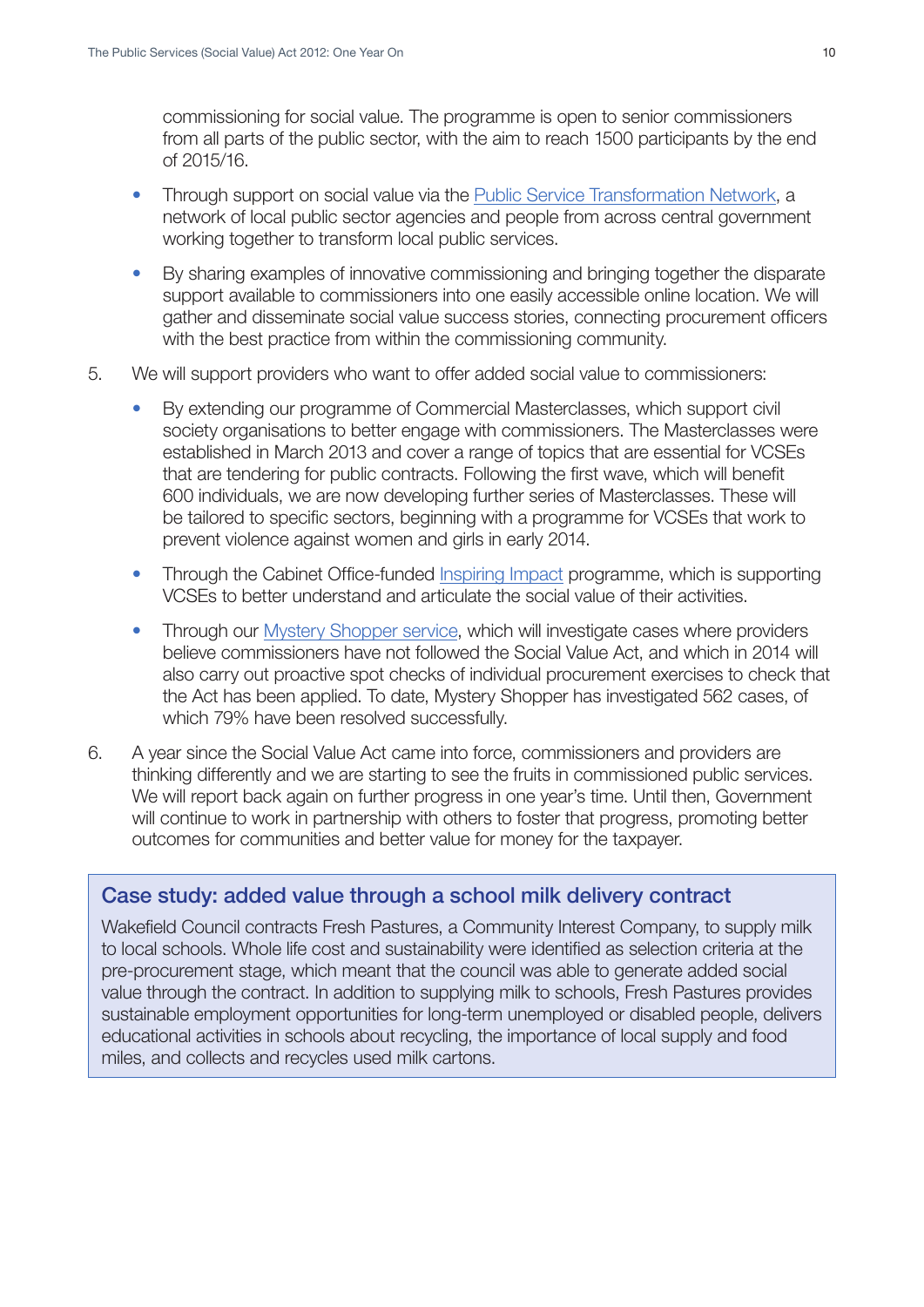commissioning for social value. The programme is open to senior commissioners from all parts of the public sector, with the aim to reach 1500 participants by the end of 2015/16.

- Through support on social value via the Public Service Transformation Network, a network of local public sector agencies and people from across central government working together to transform local public services.
- By sharing examples of innovative commissioning and bringing together the disparate support available to commissioners into one easily accessible online location. We will gather and disseminate social value success stories, connecting procurement officers with the best practice from within the commissioning community.

5. We will support providers who want to offer added social value to commissioners:

   - By extending our programme of Commercial Masterclasses, which support civil society organisations to better engage with commissioners. The Masterclasses were established in March 2013 and cover a range of topics that are essential for VCSEs that are tendering for public contracts. Following the first wave, which will benefit 600 individuals, we are now developing further series of Masterclasses. These will be tailored to specific sectors, beginning with a programme for VCSEs that work to prevent violence against women and girls in early 2014.
   - Through the Cabinet Office-funded Inspiring Impact programme, which is supporting VCSEs to better understand and articulate the social value of their activities.
   - Through our Mystery Shopper service, which will investigate cases where providers believe commissioners have not followed the Social Value Act, and which in 2014 will also carry out proactive spot checks of individual procurement exercises to check that the Act has been applied. To date, Mystery Shopper has investigated 562 cases, of which 79% have been resolved successfully.

6. A year since the Social Value Act came into force, commissioners and providers are thinking differently and we are starting to see the fruits in commissioned public services. We will report back again on further progress in one year's time. Until then, Government will continue to work in partnership with others to foster that progress, promoting better outcomes for communities and better value for money for the taxpayer.

### Case study: added value through a school milk delivery contract

Wakefield Council contracts Fresh Pastures, a Community Interest Company, to supply milk to local schools. Whole life cost and sustainability were identified as selection criteria at the pre-procurement stage, which meant that the council was able to generate added social value through the contract. In addition to supplying milk to schools, Fresh Pastures provides sustainable employment opportunities for long-term unemployed or disabled people, delivers educational activities in schools about recycling, the importance of local supply and food miles, and collects and recycles used milk cartons.